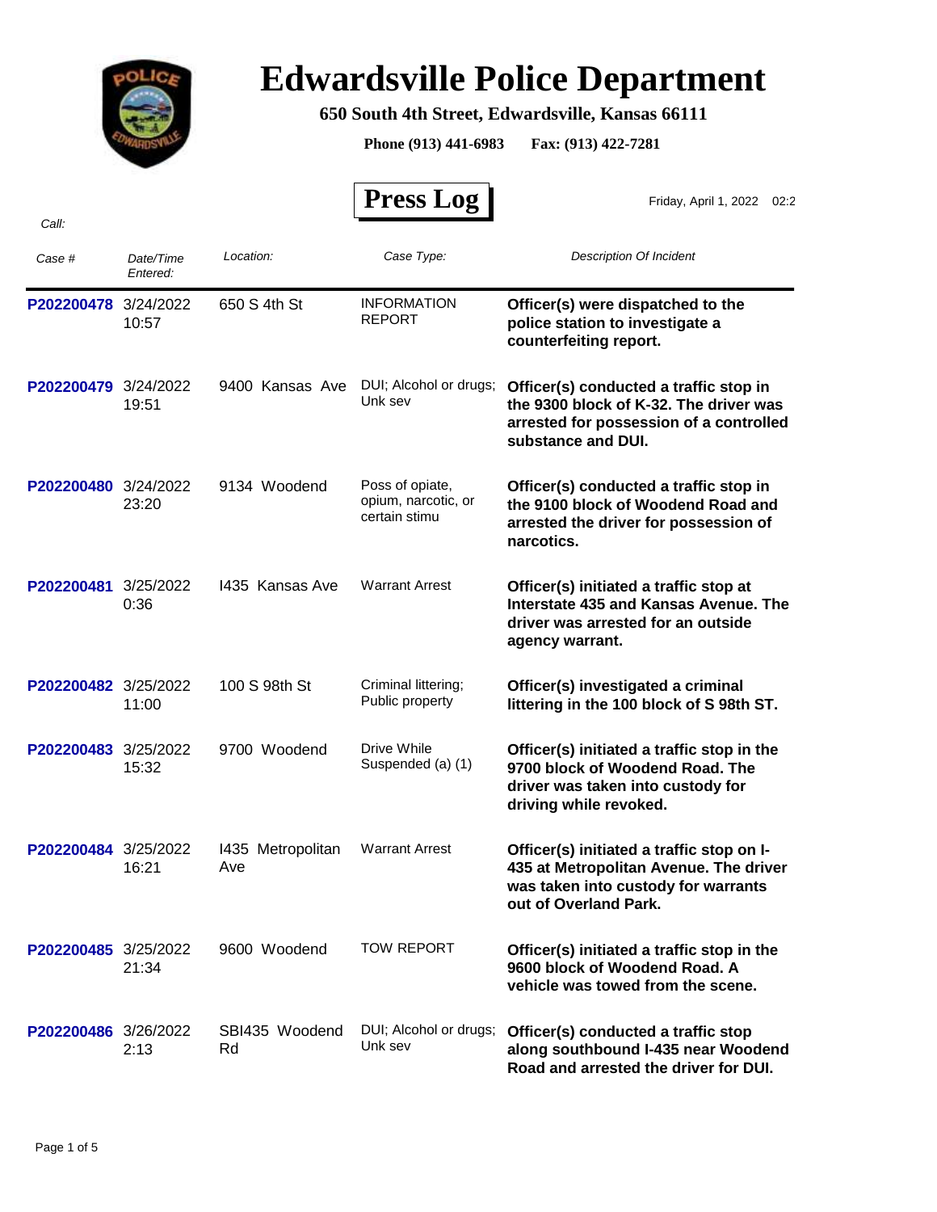# Edwardsville Police Department

**650 South 4th Street, Edwardsville, Kansas 66111**

**Phone (913) 441-6983 Fax: (913) 422-7281**

## Press Log

Friday, April 1, 2022 02:2

*Call:*

| *Case #* | *Date/Time Entered:* | *Location:* | *Case Type:* | *Description Of Incident* |
|---|---|---|---|---|
| P202200478 | 3/24/2022 10:57 | 650 S 4th St | INFORMATION REPORT | **Officer(s) were dispatched to the police station to investigate a counterfeiting report.** |
| P202200479 | 3/24/2022 19:51 | 9400 Kansas Ave | DUI; Alcohol or drugs; Unk sev | **Officer(s) conducted a traffic stop in the 9300 block of K-32. The driver was arrested for possession of a controlled substance and DUI.** |
| P202200480 | 3/24/2022 23:20 | 9134 Woodend | Poss of opiate, opium, narcotic, or certain stimu | **Officer(s) conducted a traffic stop in the 9100 block of Woodend Road and arrested the driver for possession of narcotics.** |
| P202200481 | 3/25/2022 0:36 | I435 Kansas Ave | Warrant Arrest | **Officer(s) initiated a traffic stop at Interstate 435 and Kansas Avenue. The driver was arrested for an outside agency warrant.** |
| P202200482 | 3/25/2022 11:00 | 100 S 98th St | Criminal littering; Public property | **Officer(s) investigated a criminal littering in the 100 block of S 98th ST.** |
| P202200483 | 3/25/2022 15:32 | 9700 Woodend | Drive While Suspended (a) (1) | **Officer(s) initiated a traffic stop in the 9700 block of Woodend Road. The driver was taken into custody for driving while revoked.** |
| P202200484 | 3/25/2022 16:21 | I435 Metropolitan Ave | Warrant Arrest | **Officer(s) initiated a traffic stop on I-435 at Metropolitan Avenue. The driver was taken into custody for warrants out of Overland Park.** |
| P202200485 | 3/25/2022 21:34 | 9600 Woodend | TOW REPORT | **Officer(s) initiated a traffic stop in the 9600 block of Woodend Road. A vehicle was towed from the scene.** |
| P202200486 | 3/26/2022 2:13 | SBI435 Woodend Rd | DUI; Alcohol or drugs; Unk sev | **Officer(s) conducted a traffic stop along southbound I-435 near Woodend Road and arrested the driver for DUI.** |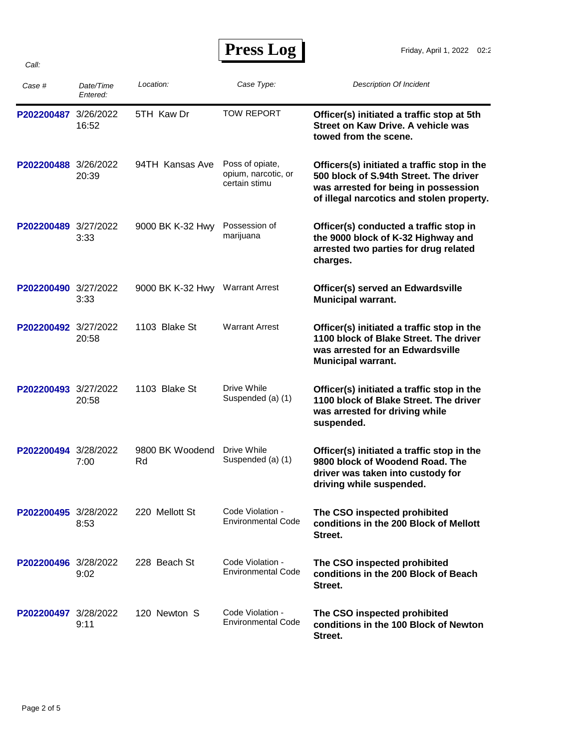# Press Log

Friday, April 1, 2022 02:2

*Call:*

| *Case #* | *Date/Time Entered:* | *Location:* | *Case Type:* | *Description Of Incident* |
|---|---|---|---|---|
| P202200487 | 3/26/2022 16:52 | 5TH Kaw Dr | TOW REPORT | **Officer(s) initiated a traffic stop at 5th Street on Kaw Drive. A vehicle was towed from the scene.** |
| P202200488 | 3/26/2022 20:39 | 94TH Kansas Ave | Poss of opiate, opium, narcotic, or certain stimu | **Officers(s) initiated a traffic stop in the 500 block of S.94th Street. The driver was arrested for being in possession of illegal narcotics and stolen property.** |
| P202200489 | 3/27/2022 3:33 | 9000 BK K-32 Hwy | Possession of marijuana | **Officer(s) conducted a traffic stop in the 9000 block of K-32 Highway and arrested two parties for drug related charges.** |
| P202200490 | 3/27/2022 3:33 | 9000 BK K-32 Hwy | Warrant Arrest | **Officer(s) served an Edwardsville Municipal warrant.** |
| P202200492 | 3/27/2022 20:58 | 1103 Blake St | Warrant Arrest | **Officer(s) initiated a traffic stop in the 1100 block of Blake Street. The driver was arrested for an Edwardsville Municipal warrant.** |
| P202200493 | 3/27/2022 20:58 | 1103 Blake St | Drive While Suspended (a) (1) | **Officer(s) initiated a traffic stop in the 1100 block of Blake Street. The driver was arrested for driving while suspended.** |
| P202200494 | 3/28/2022 7:00 | 9800 BK Woodend Rd | Drive While Suspended (a) (1) | **Officer(s) initiated a traffic stop in the 9800 block of Woodend Road. The driver was taken into custody for driving while suspended.** |
| P202200495 | 3/28/2022 8:53 | 220 Mellott St | Code Violation - Environmental Code | **The CSO inspected prohibited conditions in the 200 Block of Mellott Street.** |
| P202200496 | 3/28/2022 9:02 | 228 Beach St | Code Violation - Environmental Code | **The CSO inspected prohibited conditions in the 200 Block of Beach Street.** |
| P202200497 | 3/28/2022 9:11 | 120 Newton S | Code Violation - Environmental Code | **The CSO inspected prohibited conditions in the 100 Block of Newton Street.** |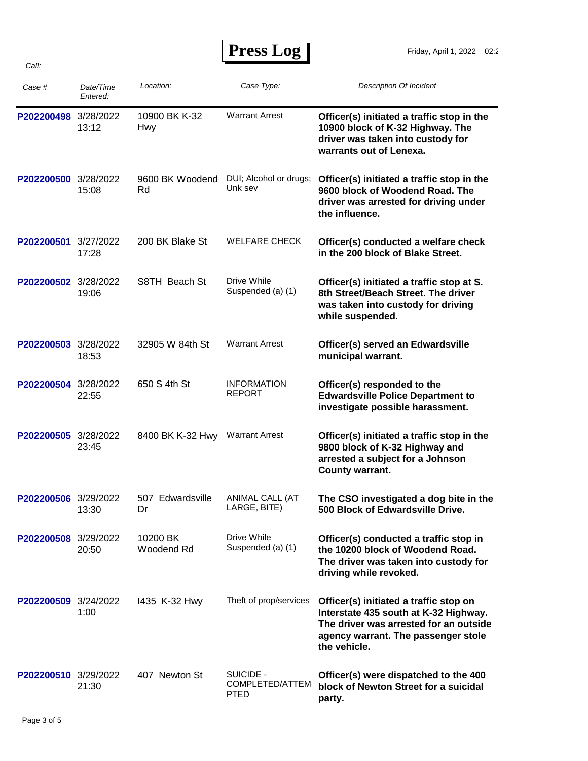# Press Log

Friday, April 1, 2022 02:2

*Call:*

| *Case #* | *Date/Time Entered:* | *Location:* | *Case Type:* | *Description Of Incident* |
|---|---|---|---|---|
| P202200498 | 3/28/2022 13:12 | 10900 BK K-32 Hwy | Warrant Arrest | **Officer(s) initiated a traffic stop in the 10900 block of K-32 Highway. The driver was taken into custody for warrants out of Lenexa.** |
| P202200500 | 3/28/2022 15:08 | 9600 BK Woodend Rd | DUI; Alcohol or drugs; Unk sev | **Officer(s) initiated a traffic stop in the 9600 block of Woodend Road. The driver was arrested for driving under the influence.** |
| P202200501 | 3/27/2022 17:28 | 200 BK Blake St | WELFARE CHECK | **Officer(s) conducted a welfare check in the 200 block of Blake Street.** |
| P202200502 | 3/28/2022 19:06 | S8TH Beach St | Drive While Suspended (a) (1) | **Officer(s) initiated a traffic stop at S. 8th Street/Beach Street. The driver was taken into custody for driving while suspended.** |
| P202200503 | 3/28/2022 18:53 | 32905 W 84th St | Warrant Arrest | **Officer(s) served an Edwardsville municipal warrant.** |
| P202200504 | 3/28/2022 22:55 | 650 S 4th St | INFORMATION REPORT | **Officer(s) responded to the Edwardsville Police Department to investigate possible harassment.** |
| P202200505 | 3/28/2022 23:45 | 8400 BK K-32 Hwy | Warrant Arrest | **Officer(s) initiated a traffic stop in the 9800 block of K-32 Highway and arrested a subject for a Johnson County warrant.** |
| P202200506 | 3/29/2022 13:30 | 507 Edwardsville Dr | ANIMAL CALL (AT LARGE, BITE) | **The CSO investigated a dog bite in the 500 Block of Edwardsville Drive.** |
| P202200508 | 3/29/2022 20:50 | 10200 BK Woodend Rd | Drive While Suspended (a) (1) | **Officer(s) conducted a traffic stop in the 10200 block of Woodend Road. The driver was taken into custody for driving while revoked.** |
| P202200509 | 3/24/2022 1:00 | I435 K-32 Hwy | Theft of prop/services | **Officer(s) initiated a traffic stop on Interstate 435 south at K-32 Highway. The driver was arrested for an outside agency warrant. The passenger stole the vehicle.** |
| P202200510 | 3/29/2022 21:30 | 407 Newton St | SUICIDE - COMPLETED/ATTEMPTED | **Officer(s) were dispatched to the 400 block of Newton Street for a suicidal party.** |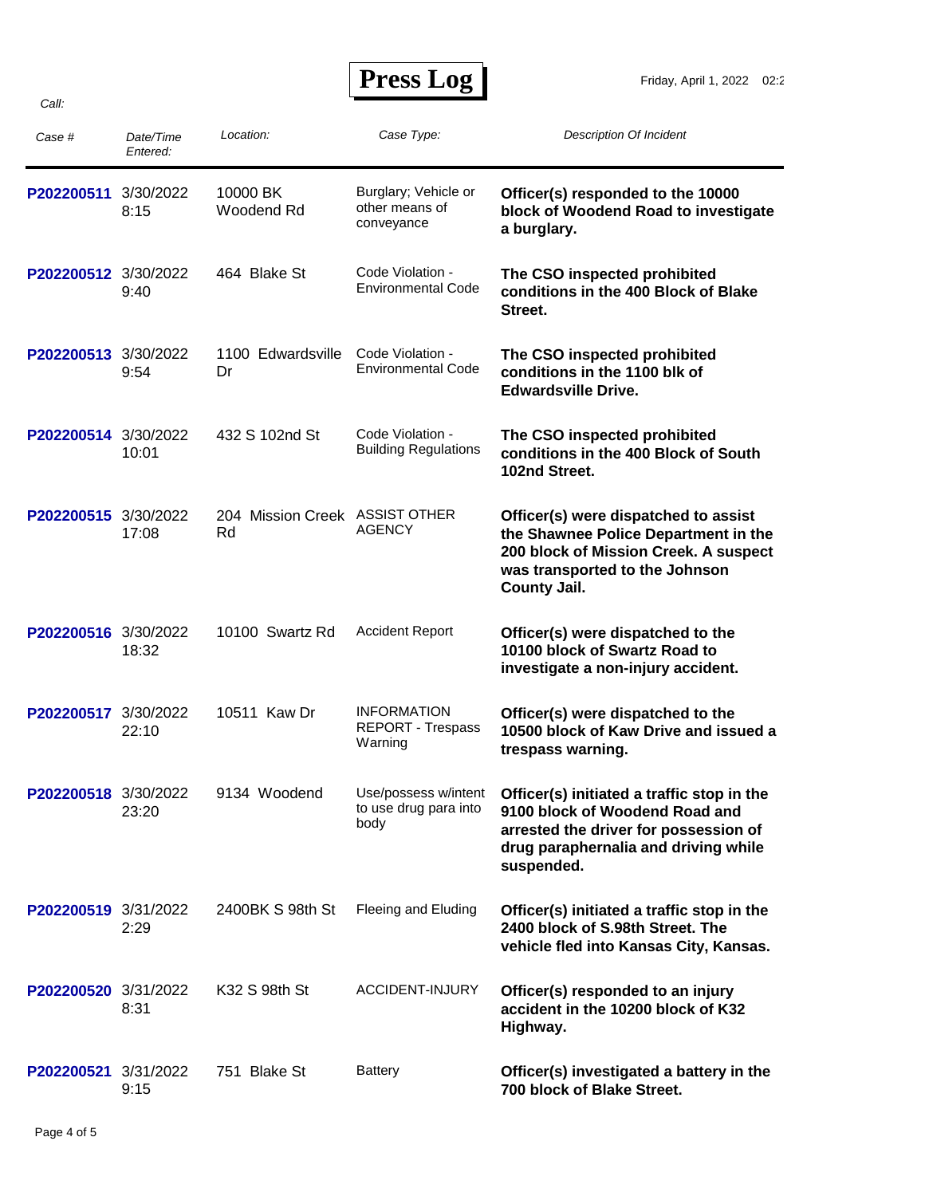# Press Log

Friday, April 1, 2022 02:2

Call:

| Case # | Date/Time Entered: | Location: | Case Type: | Description Of Incident |
|---|---|---|---|---|
| P202200511 | 3/30/2022 8:15 | 10000 BK Woodend Rd | Burglary; Vehicle or other means of conveyance | **Officer(s) responded to the 10000 block of Woodend Road to investigate a burglary.** |
| P202200512 | 3/30/2022 9:40 | 464 Blake St | Code Violation - Environmental Code | **The CSO inspected prohibited conditions in the 400 Block of Blake Street.** |
| P202200513 | 3/30/2022 9:54 | 1100 Edwardsville Dr | Code Violation - Environmental Code | **The CSO inspected prohibited conditions in the 1100 blk of Edwardsville Drive.** |
| P202200514 | 3/30/2022 10:01 | 432 S 102nd St | Code Violation - Building Regulations | **The CSO inspected prohibited conditions in the 400 Block of South 102nd Street.** |
| P202200515 | 3/30/2022 17:08 | 204 Mission Creek Rd | ASSIST OTHER AGENCY | **Officer(s) were dispatched to assist the Shawnee Police Department in the 200 block of Mission Creek. A suspect was transported to the Johnson County Jail.** |
| P202200516 | 3/30/2022 18:32 | 10100 Swartz Rd | Accident Report | **Officer(s) were dispatched to the 10100 block of Swartz Road to investigate a non-injury accident.** |
| P202200517 | 3/30/2022 22:10 | 10511 Kaw Dr | INFORMATION REPORT - Trespass Warning | **Officer(s) were dispatched to the 10500 block of Kaw Drive and issued a trespass warning.** |
| P202200518 | 3/30/2022 23:20 | 9134 Woodend | Use/possess w/intent to use drug para into body | **Officer(s) initiated a traffic stop in the 9100 block of Woodend Road and arrested the driver for possession of drug paraphernalia and driving while suspended.** |
| P202200519 | 3/31/2022 2:29 | 2400BK S 98th St | Fleeing and Eluding | **Officer(s) initiated a traffic stop in the 2400 block of S.98th Street. The vehicle fled into Kansas City, Kansas.** |
| P202200520 | 3/31/2022 8:31 | K32 S 98th St | ACCIDENT-INJURY | **Officer(s) responded to an injury accident in the 10200 block of K32 Highway.** |
| P202200521 | 3/31/2022 9:15 | 751 Blake St | Battery | **Officer(s) investigated a battery in the 700 block of Blake Street.** |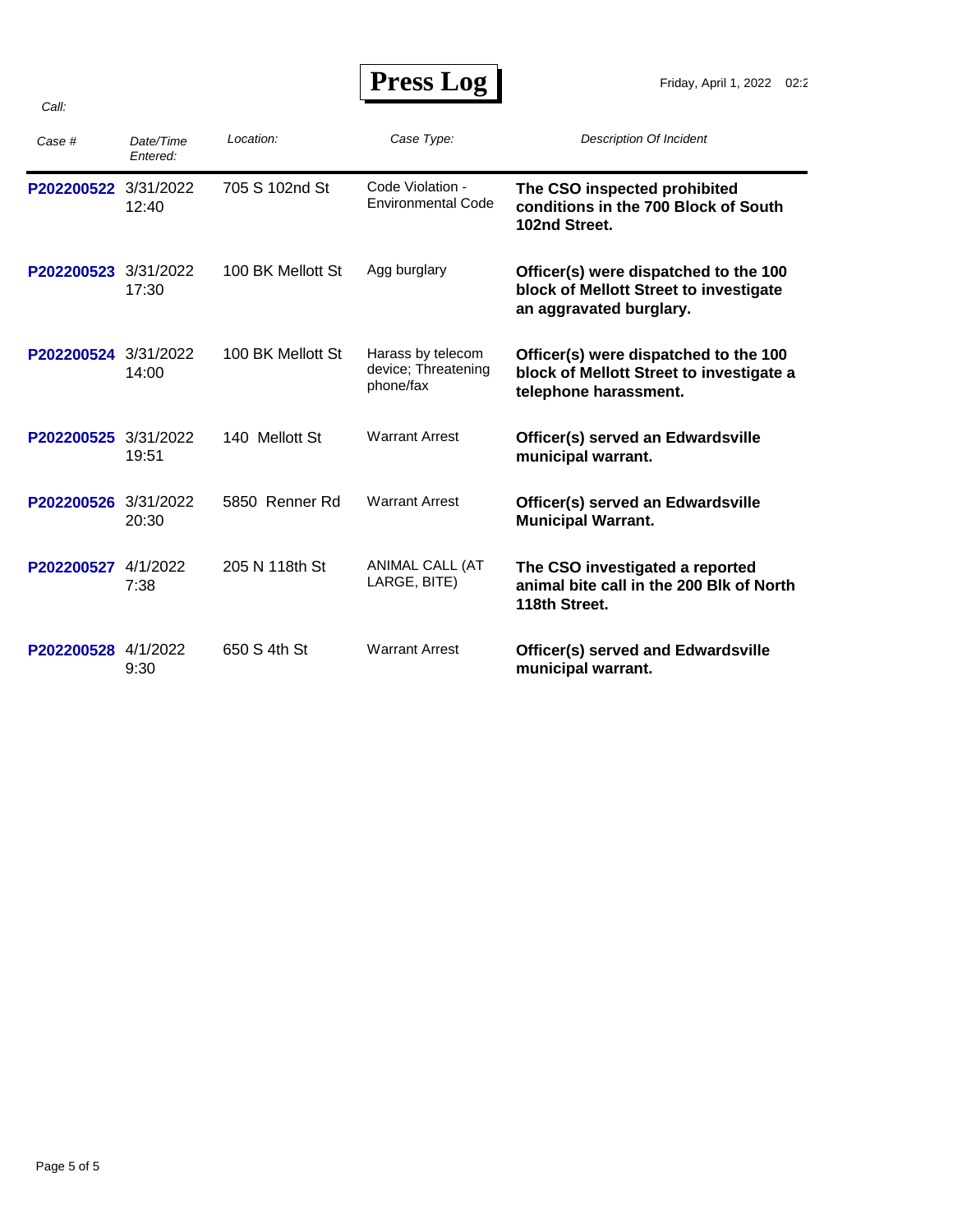# Press Log

Friday, April 1, 2022 02:2

*Call:*

| *Case #* | *Date/Time Entered:* | *Location:* | *Case Type:* | *Description Of Incident* |
|---|---|---|---|---|
| P202200522 | 3/31/2022 12:40 | 705 S 102nd St | Code Violation - Environmental Code | **The CSO inspected prohibited conditions in the 700 Block of South 102nd Street.** |
| P202200523 | 3/31/2022 17:30 | 100 BK Mellott St | Agg burglary | **Officer(s) were dispatched to the 100 block of Mellott Street to investigate an aggravated burglary.** |
| P202200524 | 3/31/2022 14:00 | 100 BK Mellott St | Harass by telecom device; Threatening phone/fax | **Officer(s) were dispatched to the 100 block of Mellott Street to investigate a telephone harassment.** |
| P202200525 | 3/31/2022 19:51 | 140 Mellott St | Warrant Arrest | **Officer(s) served an Edwardsville municipal warrant.** |
| P202200526 | 3/31/2022 20:30 | 5850 Renner Rd | Warrant Arrest | **Officer(s) served an Edwardsville Municipal Warrant.** |
| P202200527 | 4/1/2022 7:38 | 205 N 118th St | ANIMAL CALL (AT LARGE, BITE) | **The CSO investigated a reported animal bite call in the 200 Blk of North 118th Street.** |
| P202200528 | 4/1/2022 9:30 | 650 S 4th St | Warrant Arrest | **Officer(s) served and Edwardsville municipal warrant.** |